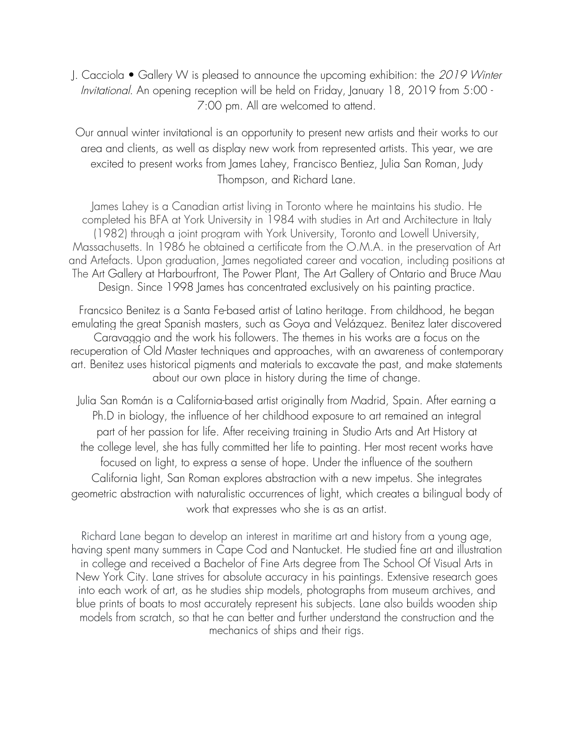J. Cacciola • Gallery W is pleased to announce the upcoming exhibition: the *2019 Winter Invitational*. An opening reception will be held on Friday, January 18, 2019 from 5:00 - 7:00 pm. All are welcomed to attend.

Our annual winter invitational is an opportunity to present new artists and their works to our area and clients, as well as display new work from represented artists. This year, we are excited to present works from James Lahey, Francisco Bentiez, Julia San Roman, Judy Thompson, and Richard Lane.

James Lahey is a Canadian artist living in Toronto where he maintains his studio. He completed his BFA at York University in 1984 with studies in Art and Architecture in Italy (1982) through a joint program with York University, Toronto and Lowell University, Massachusetts. In 1986 he obtained a certificate from the O.M.A. in the preservation of Art and Artefacts. Upon graduation, James negotiated career and vocation, including positions at The Art Gallery at Harbourfront, The Power Plant, The Art Gallery of Ontario and Bruce Mau Design. Since 1998 James has concentrated exclusively on his painting practice.

Francsico Benitez is a Santa Fe-based artist of Latino heritage. From childhood, he began emulating the great Spanish masters, such as Goya and Velázquez. Benitez later discovered Caravaggio and the work his followers. The themes in his works are a focus on the recuperation of Old Master techniques and approaches, with an awareness of contemporary art. Benitez uses historical pigments and materials to excavate the past, and make statements about our own place in history during the time of change.

Julia San Román is a California-based artist originally from Madrid, Spain. After earning a Ph.D in biology, the influence of her childhood exposure to art remained an integral part of her passion for life. After receiving training in Studio Arts and Art History at the college level, she has fully committed her life to painting. Her most recent works have focused on light, to express a sense of hope. Under the influence of the southern California light, San Roman explores abstraction with a new impetus. She integrates geometric abstraction with naturalistic occurrences of light, which creates a bilingual body of work that expresses who she is as an artist.

Richard Lane began to develop an interest in maritime art and history from a young age, having spent many summers in Cape Cod and Nantucket. He studied fine art and illustration in college and received a Bachelor of Fine Arts degree from The School Of Visual Arts in New York City. Lane strives for absolute accuracy in his paintings. Extensive research goes into each work of art, as he studies ship models, photographs from museum archives, and blue prints of boats to most accurately represent his subjects. Lane also builds wooden ship models from scratch, so that he can better and further understand the construction and the mechanics of ships and their rigs.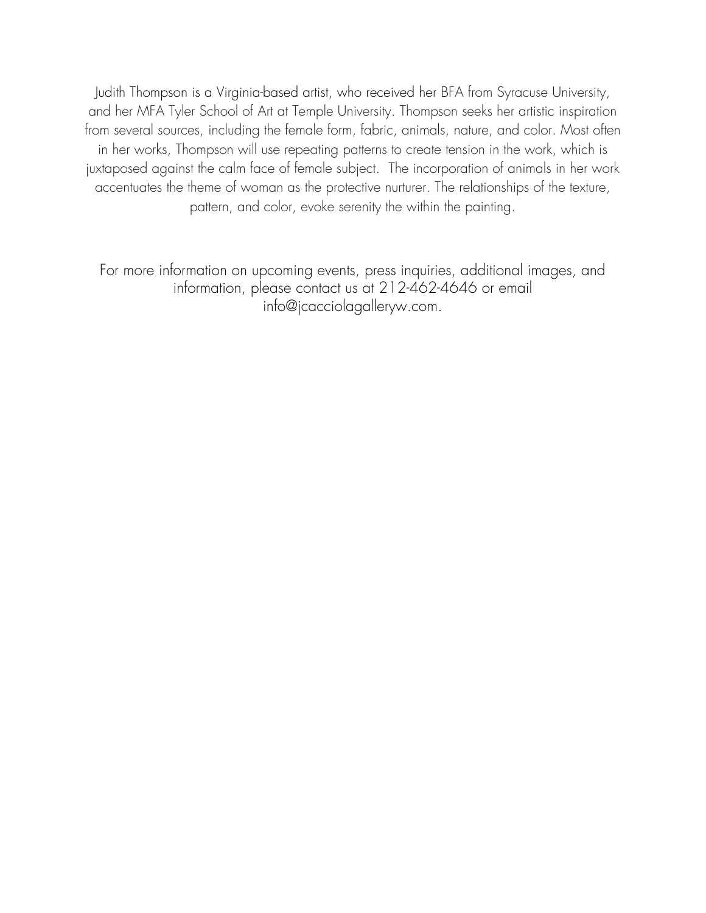Judith Thompson is a Virginia-based artist, who received her BFA from Syracuse University, and her MFA Tyler School of Art at Temple University. Thompson seeks her artistic inspiration from several sources, including the female form, fabric, animals, nature, and color. Most often in her works, Thompson will use repeating patterns to create tension in the work, which is juxtaposed against the calm face of female subject.  The incorporation of animals in her work accentuates the theme of woman as the protective nurturer. The relationships of the texture, pattern, and color, evoke serenity the within the painting.

For more information on upcoming events, press inquiries, additional images, and information, please contact us at 212-462-4646 or email info@jcacciolagalleryw.com.